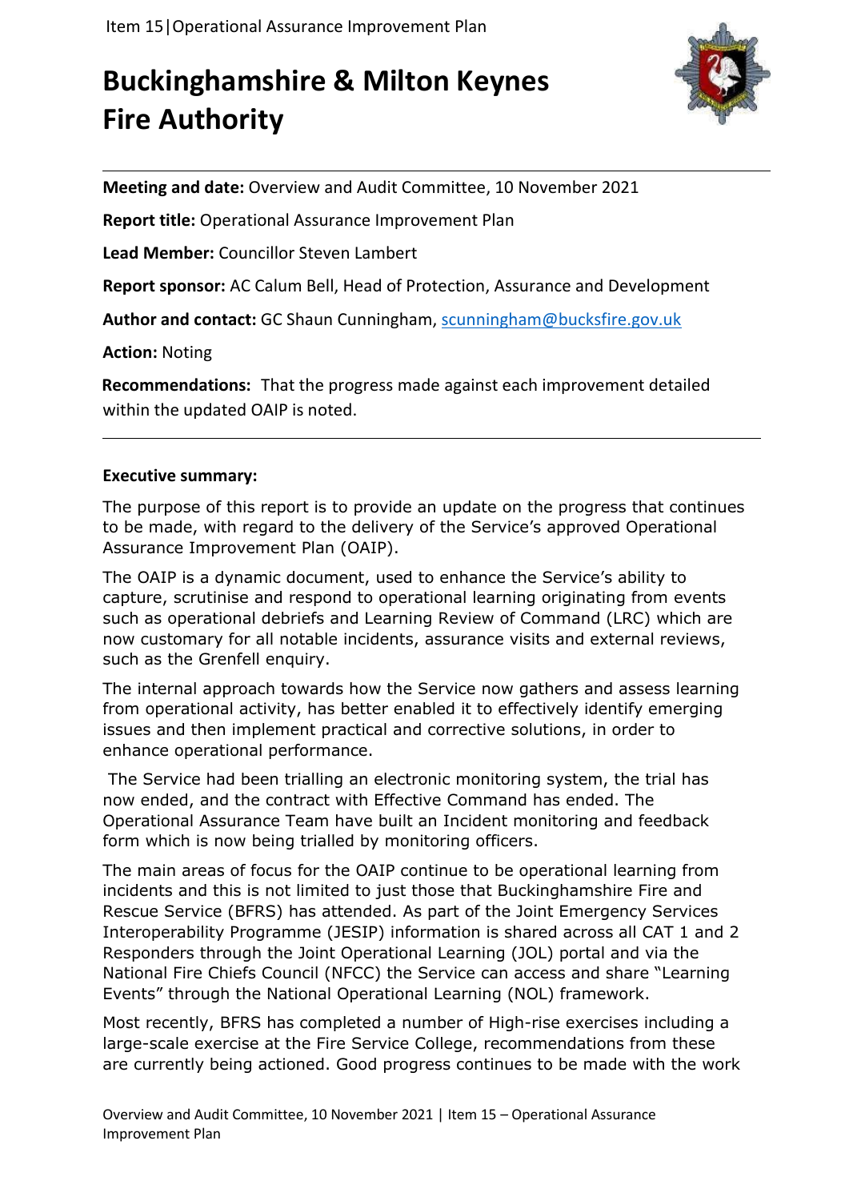# Buckinghamshire & Milton Keynes Fire Authority

**Meeting and date:** Overview and Audit Committee, 10 November 2021

**Report title:** Operational Assurance Improvement Plan

**Lead Member:** Councillor Steven Lambert

**Report sponsor:** AC Calum Bell, Head of Protection, Assurance and Development

**Author and contact:** GC Shaun Cunningham, scunningham@bucksfire.gov.uk

**Action:** Noting

**Recommendations:** That the progress made against each improvement detailed within the updated OAIP is noted.

---

**Executive summary:**

The purpose of this report is to provide an update on the progress that continues to be made, with regard to the delivery of the Service's approved Operational Assurance Improvement Plan (OAIP).

The OAIP is a dynamic document, used to enhance the Service's ability to capture, scrutinise and respond to operational learning originating from events such as operational debriefs and Learning Review of Command (LRC) which are now customary for all notable incidents, assurance visits and external reviews, such as the Grenfell enquiry.

The internal approach towards how the Service now gathers and assess learning from operational activity, has better enabled it to effectively identify emerging issues and then implement practical and corrective solutions, in order to enhance operational performance.

The Service had been trialling an electronic monitoring system, the trial has now ended, and the contract with Effective Command has ended. The Operational Assurance Team have built an Incident monitoring and feedback form which is now being trialled by monitoring officers.

The main areas of focus for the OAIP continue to be operational learning from incidents and this is not limited to just those that Buckinghamshire Fire and Rescue Service (BFRS) has attended. As part of the Joint Emergency Services Interoperability Programme (JESIP) information is shared across all CAT 1 and 2 Responders through the Joint Operational Learning (JOL) portal and via the National Fire Chiefs Council (NFCC) the Service can access and share "Learning Events" through the National Operational Learning (NOL) framework.

Most recently, BFRS has completed a number of High-rise exercises including a large-scale exercise at the Fire Service College, recommendations from these are currently being actioned. Good progress continues to be made with the work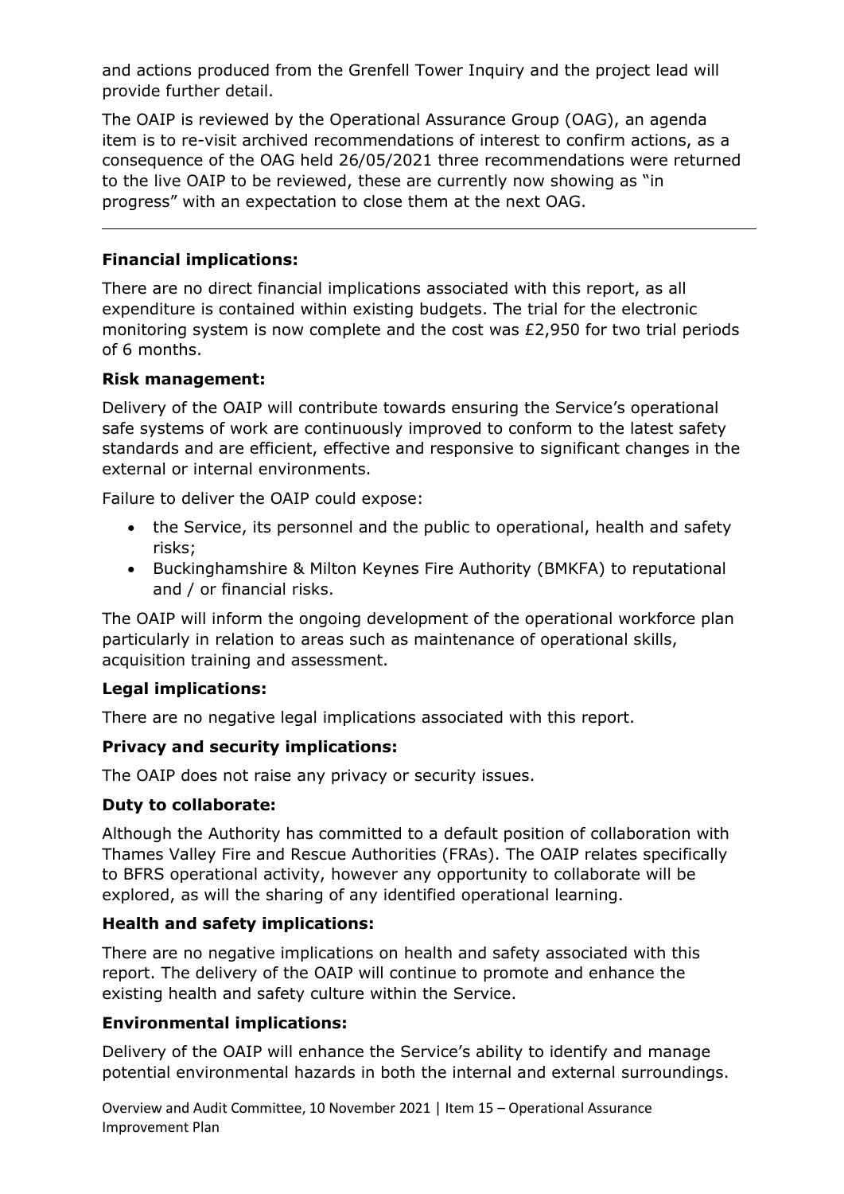and actions produced from the Grenfell Tower Inquiry and the project lead will provide further detail.

The OAIP is reviewed by the Operational Assurance Group (OAG), an agenda item is to re-visit archived recommendations of interest to confirm actions, as a consequence of the OAG held 26/05/2021 three recommendations were returned to the live OAIP to be reviewed, these are currently now showing as "in progress" with an expectation to close them at the next OAG.

---

**Financial implications:**

There are no direct financial implications associated with this report, as all expenditure is contained within existing budgets. The trial for the electronic monitoring system is now complete and the cost was £2,950 for two trial periods of 6 months.

**Risk management:**

Delivery of the OAIP will contribute towards ensuring the Service's operational safe systems of work are continuously improved to conform to the latest safety standards and are efficient, effective and responsive to significant changes in the external or internal environments.

Failure to deliver the OAIP could expose:

- the Service, its personnel and the public to operational, health and safety risks;
- Buckinghamshire & Milton Keynes Fire Authority (BMKFA) to reputational and / or financial risks.

The OAIP will inform the ongoing development of the operational workforce plan particularly in relation to areas such as maintenance of operational skills, acquisition training and assessment.

**Legal implications:**

There are no negative legal implications associated with this report.

**Privacy and security implications:**

The OAIP does not raise any privacy or security issues.

**Duty to collaborate:**

Although the Authority has committed to a default position of collaboration with Thames Valley Fire and Rescue Authorities (FRAs). The OAIP relates specifically to BFRS operational activity, however any opportunity to collaborate will be explored, as will the sharing of any identified operational learning.

**Health and safety implications:**

There are no negative implications on health and safety associated with this report. The delivery of the OAIP will continue to promote and enhance the existing health and safety culture within the Service.

**Environmental implications:**

Delivery of the OAIP will enhance the Service's ability to identify and manage potential environmental hazards in both the internal and external surroundings.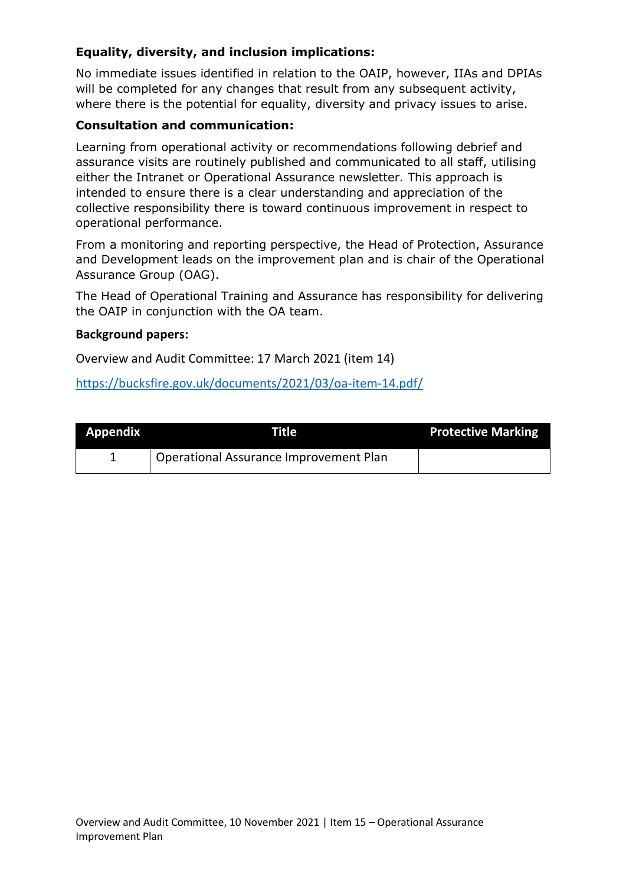**Equality, diversity, and inclusion implications:**

No immediate issues identified in relation to the OAIP, however, IIAs and DPIAs will be completed for any changes that result from any subsequent activity, where there is the potential for equality, diversity and privacy issues to arise.

**Consultation and communication:**

Learning from operational activity or recommendations following debrief and assurance visits are routinely published and communicated to all staff, utilising either the Intranet or Operational Assurance newsletter. This approach is intended to ensure there is a clear understanding and appreciation of the collective responsibility there is toward continuous improvement in respect to operational performance.

From a monitoring and reporting perspective, the Head of Protection, Assurance and Development leads on the improvement plan and is chair of the Operational Assurance Group (OAG).

The Head of Operational Training and Assurance has responsibility for delivering the OAIP in conjunction with the OA team.

**Background papers:**

Overview and Audit Committee: 17 March 2021 (item 14)

https://bucksfire.gov.uk/documents/2021/03/oa-item-14.pdf/

| Appendix | Title | Protective Marking |
|---|---|---|
| 1 | Operational Assurance Improvement Plan | |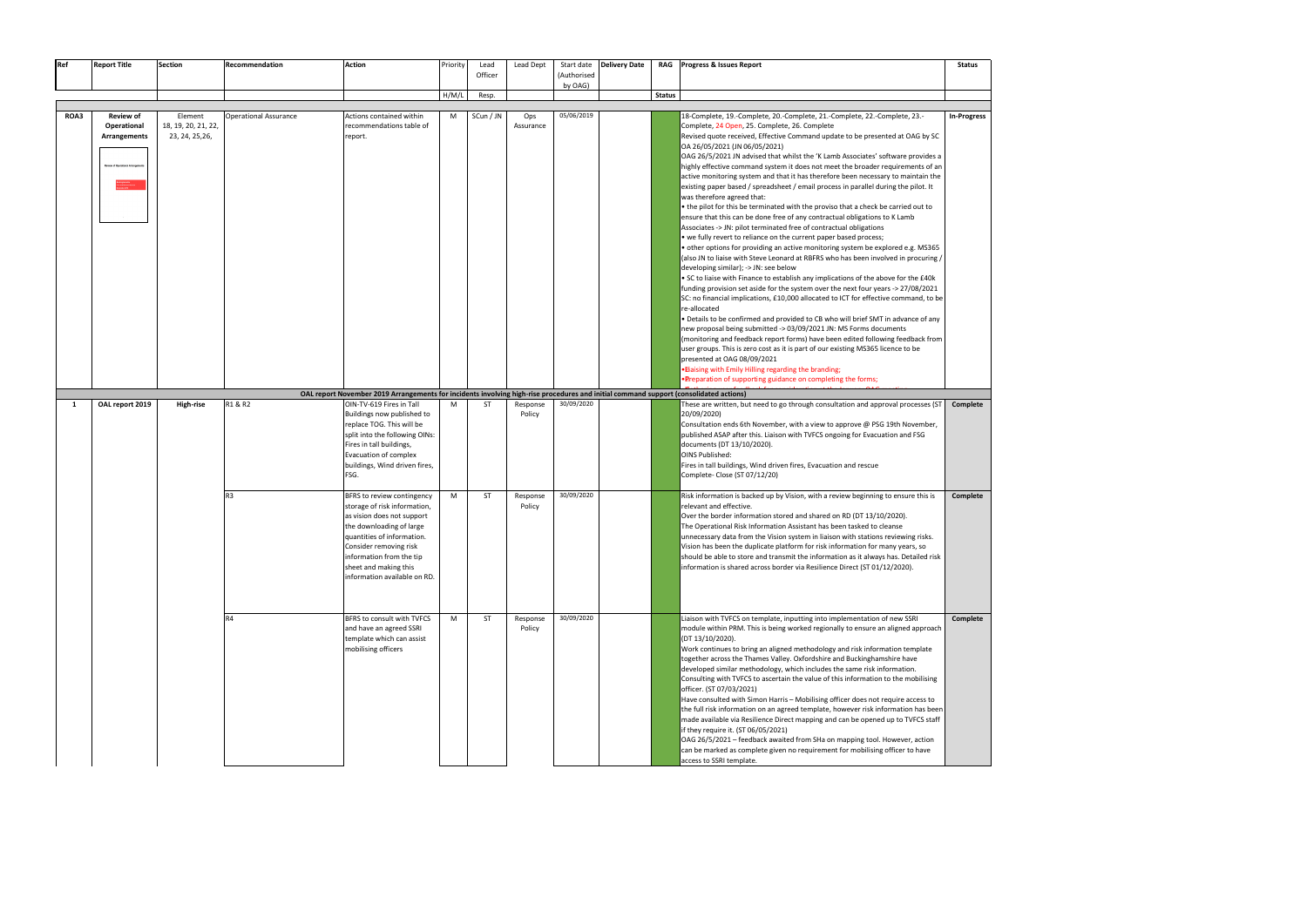| Ref | Report Title | Section | Recommendation | Action | Priority | Lead Officer | Lead Dept | Start date (Authorised by OAG) | Delivery Date | RAG | Progress & Issues Report | Status |
|---|---|---|---|---|---|---|---|---|---|---|---|---|
| | | | | | H/M/L | Resp. | | | | Status | | |
| ROA3 | **Review of Operational Arrangements** | Element 18, 19, 20, 21, 22, 23, 24, 25,26, | Operational Assurance | Actions contained within recommendations table of report. | M | SCun / JN | Ops Assurance | 05/06/2019 | | | 18-Complete, 19.-Complete, 20.-Complete, 21.-Complete, 22.-Complete, 23.-Complete, 24 Open, 25. Complete, 26. Complete<br>Revised quote received, Effective Command update to be presented at OAG by SC OA 26/05/2021 (JN 06/05/2021)<br>OAG 26/5/2021 JN advised that whilst the 'K Lamb Associates' software provides a highly effective command system it does not meet the broader requirements of an active monitoring system and that it has therefore been necessary to maintain the existing paper based / spreadsheet / email process in parallel during the pilot. It was therefore agreed that:<br>• the pilot for this be terminated with the proviso that a check be carried out to ensure that this can be done free of any contractual obligations to K Lamb Associates -> JN: pilot terminated free of contractual obligations<br>• we fully revert to reliance on the current paper based process;<br>• other options for providing an active monitoring system be explored e.g. MS365 (also JN to liaise with Steve Leonard at RBFRS who has been involved in procuring / developing similar); -> JN: see below<br>• SC to liaise with Finance to establish any implications of the above for the £40k funding provision set aside for the system over the next four years -> 27/08/2021 SC: no financial implications, £10,000 allocated to ICT for effective command, to be re-allocated<br>• Details to be confirmed and provided to CB who will brief SMT in advance of any new proposal being submitted -> 03/09/2021 JN: MS Forms documents (monitoring and feedback report forms) have been edited following feedback from user groups. This is zero cost as it is part of our existing MS365 licence to be presented at OAG 08/09/2021<br>•Liaising with Emily Hilling regarding the branding;<br>•Preparation of supporting guidance on completing the forms; | **In-Progress** |
| | | | | **OAL report November 2019 Arrangements for incidents involving high-rise procedures and initial command support (consolidated actions)** | | | | | | | | |
| **1** | **OAL report 2019** | **High-rise** | R1 & R2 | OIN-TV-619 Fires in Tall Buildings now published to replace TOG. This will be split into the following OINs: Fires in tall buildings, Evacuation of complex buildings, Wind driven fires, FSG. | M | ST | Response Policy | 30/09/2020 | | | These are written, but need to go through consultation and approval processes (ST 20/09/2020)<br>Consultation ends 6th November, with a view to approve @ PSG 19th November, published ASAP after this. Liaison with TVFCS ongoing for Evacuation and FSG documents (DT 13/10/2020).<br>OINS Published:<br>Fires in tall buildings, Wind driven fires, Evacuation and rescue<br>Complete- Close (ST 07/12/20) | **Complete** |
| | | | R3 | BFRS to review contingency storage of risk information, as vision does not support the downloading of large quantities of information. Consider removing risk information from the tip sheet and making this information available on RD. | M | ST | Response Policy | 30/09/2020 | | | Risk information is backed up by Vision, with a review beginning to ensure this is relevant and effective.<br>Over the border information stored and shared on RD (DT 13/10/2020).<br>The Operational Risk Information Assistant has been tasked to cleanse unnecessary data from the Vision system in liaison with stations reviewing risks. Vision has been the duplicate platform for risk information for many years, so should be able to store and transmit the information as it always has. Detailed risk information is shared across border via Resilience Direct (ST 01/12/2020). | **Complete** |
| | | | R4 | BFRS to consult with TVFCS and have an agreed SSRI template which can assist mobilising officers | M | ST | Response Policy | 30/09/2020 | | | Liaison with TVFCS on template, inputting into implementation of new SSRI module within PRM. This is being worked regionally to ensure an aligned approach (DT 13/10/2020).<br>Work continues to bring an aligned methodology and risk information template together across the Thames Valley. Oxfordshire and Buckinghamshire have developed similar methodology, which includes the same risk information. Consulting with TVFCS to ascertain the value of this information to the mobilising officer. (ST 07/03/2021)<br>Have consulted with Simon Harris – Mobilising officer does not require access to the full risk information on an agreed template, however risk information has been made available via Resilience Direct mapping and can be opened up to TVFCS staff if they require it. (ST 06/05/2021)<br>OAG 26/5/2021 – feedback awaited from SHa on mapping tool. However, action can be marked as complete given no requirement for mobilising officer to have access to SSRI template. | **Complete** |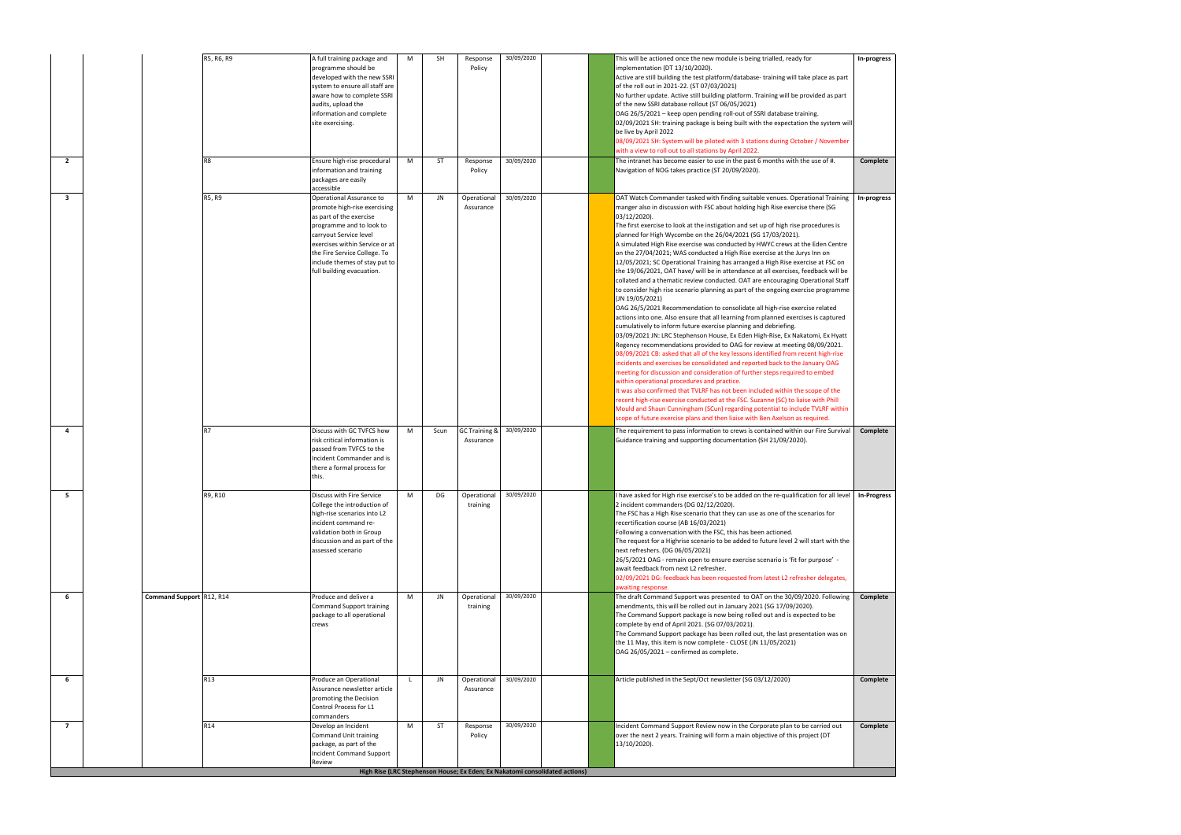| | | | | | | | | | | | |
|---|---|---|---|---|---|---|---|---|---|---|---|
| | | R5, R6, R9 | A full training package and programme should be developed with the new SSRI system to ensure all staff are aware how to complete SSRI audits, upload the information and complete site exercising. | M | SH | Response Policy | 30/09/2020 | | | This will be actioned once the new module is being trialled, ready for implementation (DT 13/10/2020).<br>Active are still building the test platform/database- training will take place as part of the roll out in 2021-22. (ST 07/03/2021)<br>No further update. Active still building platform. Training will be provided as part of the new SSRI database rollout (ST 06/05/2021)<br>OAG 26/5/2021 – keep open pending roll-out of SSRI database training.<br>02/09/2021 SH: training package is being built with the expectation the system will be live by April 2022<br>08/09/2021 SH: System will be piloted with 3 stations during October / November with a view to roll out to all stations by April 2022. | In-progress |
| 2 | | R8 | Ensure high-rise procedural information and training packages are easily accessible | M | ST | Response Policy | 30/09/2020 | | | The intranet has become easier to use in the past 6 months with the use of #. Navigation of NOG takes practice (ST 20/09/2020). | Complete |
| 3 | | R5, R9 | Operational Assurance to promote high-rise exercising as part of the exercise programme and to look to carryout Service level exercises within Service or at the Fire Service College. To include themes of stay put to full building evacuation. | M | JN | Operational Assurance | 30/09/2020 | | | OAT Watch Commander tasked with finding suitable venues. Operational Training manger also in discussion with FSC about holding high Rise exercise there (SG 03/12/2020).<br>The first exercise to look at the instigation and set up of high rise procedures is planned for High Wycombe on the 26/04/2021 (SG 17/03/2021).<br>A simulated High Rise exercise was conducted by HWYC crews at the Eden Centre on the 27/04/2021; WAS conducted a High Rise exercise at the Jurys Inn on 12/05/2021; SC Operational Training has arranged a High Rise exercise at FSC on the 19/06/2021, OAT have/ will be in attendance at all exercises, feedback will be collated and a thematic review conducted. OAT are encouraging Operational Staff to consider high rise scenario planning as part of the ongoing exercise programme (JN 19/05/2021)<br>OAG 26/5/2021 Recommendation to consolidate all high-rise exercise related actions into one. Also ensure that all learning from planned exercises is captured cumulatively to inform future exercise planning and debriefing.<br>03/09/2021 JN: LRC Stephenson House, Ex Eden High-Rise, Ex Nakatomi, Ex Hyatt Regency recommendations provided to OAG for review at meeting 08/09/2021.<br>08/09/2021 CB: asked that all of the key lessons identified from recent high-rise incidents and exercises be consolidated and reported back to the January OAG meeting for discussion and consideration of further steps required to embed within operational procedures and practice.<br>It was also confirmed that TVLRF has not been included within the scope of the recent high-rise exercise conducted at the FSC. Suzanne (SC) to liaise with Phill Mould and Shaun Cunningham (SCun) regarding potential to include TVLRF within scope of future exercise plans and then liaise with Ben Axelson as required. | In-progress |
| 4 | | R7 | Discuss with GC TVFCS how risk critical information is passed from TVFCS to the Incident Commander and is there a formal process for this. | M | Scun | GC Training & Assurance | 30/09/2020 | | | The requirement to pass information to crews is contained within our Fire Survival Guidance training and supporting documentation (SH 21/09/2020). | Complete |
| 5 | | R9, R10 | Discuss with Fire Service College the introduction of high-rise scenarios into L2 incident command re-validation both in Group discussion and as part of the assessed scenario | M | DG | Operational training | 30/09/2020 | | | I have asked for High rise exercise's to be added on the re-qualification for all level 2 incident commanders (DG 02/12/2020).<br>The FSC has a High Rise scenario that they can use as one of the scenarios for recertification course (AB 16/03/2021)<br>Following a conversation with the FSC, this has been actioned.<br>The request for a Highrise scenario to be added to future level 2 will start with the next refreshers. (DG 06/05/2021)<br>26/5/2021 OAG - remain open to ensure exercise scenario is 'fit for purpose' - await feedback from next L2 refresher.<br>02/09/2021 DG: feedback has been requested from latest L2 refresher delegates, awaiting response. | In-Progress |
| 6 | Command Support | R12, R14 | Produce and deliver a Command Support training package to all operational crews | M | JN | Operational training | 30/09/2020 | | | The draft Command Support was presented to OAT on the 30/09/2020. Following amendments, this will be rolled out in January 2021 (SG 17/09/2020).<br>The Command Support package is now being rolled out and is expected to be complete by end of April 2021. (SG 07/03/2021).<br>The Command Support package has been rolled out, the last presentation was on the 11 May, this item is now complete - CLOSE (JN 11/05/2021)<br>OAG 26/05/2021 – confirmed as complete. | Complete |
| 6 | | R13 | Produce an Operational Assurance newsletter article promoting the Decision Control Process for L1 commanders | L | JN | Operational Assurance | 30/09/2020 | | | Article published in the Sept/Oct newsletter (SG 03/12/2020) | Complete |
| 7 | | R14 | Develop an Incident Command Unit training package, as part of the Incident Command Support Review | M | ST | Response Policy | 30/09/2020 | | | Incident Command Support Review now in the Corporate plan to be carried out over the next 2 years. Training will form a main objective of this project (DT 13/10/2020). | Complete |

**High Rise (LRC Stephenson House; Ex Eden; Ex Nakatomi consolidated actions)**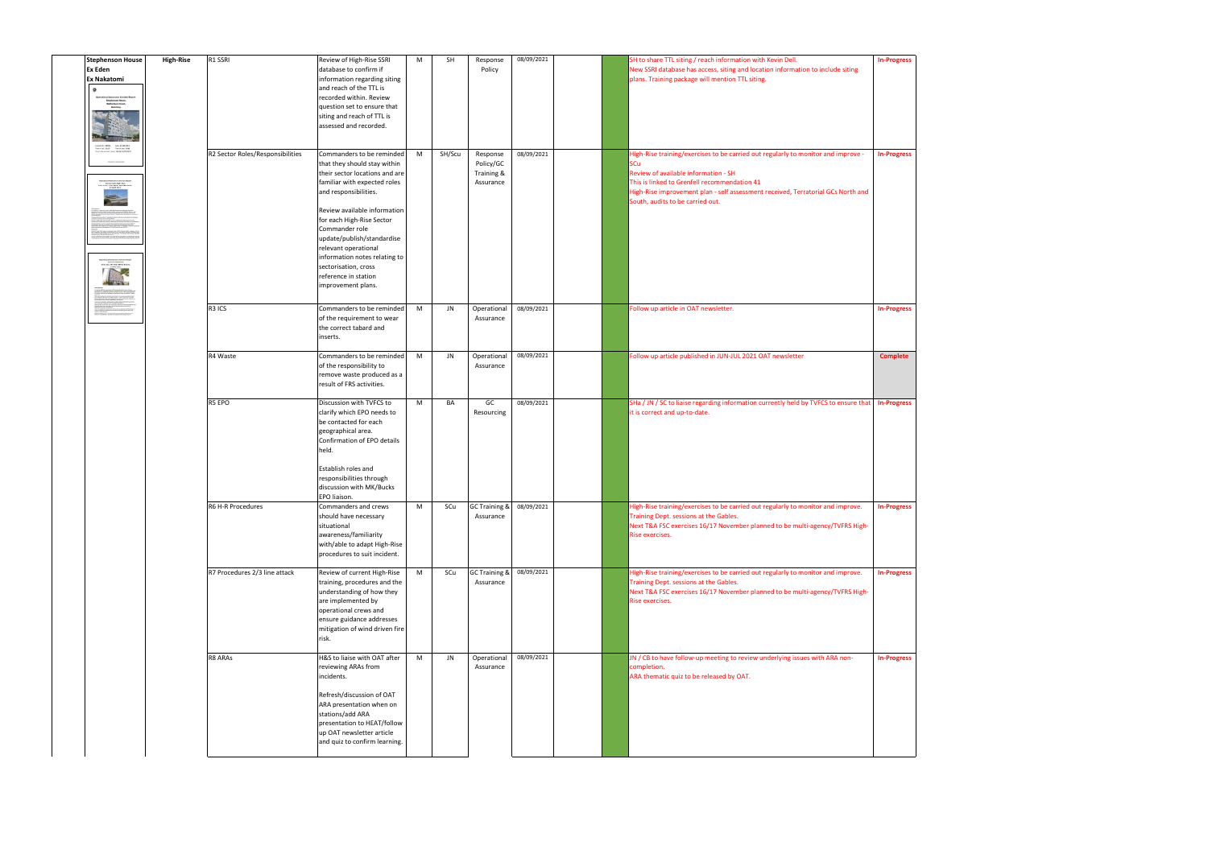| | | | | | | | | | | | | |
|---|---|---|---|---|---|---|---|---|---|---|---|---|
| **Stephenson House Ex Eden Ex Nakatomi** | **High-Rise** | R1 SSRI | Review of High-Rise SSRI database to confirm if information regarding siting and reach of the TTL is recorded within. Review question set to ensure that siting and reach of TTL is assessed and recorded. | M | SH | Response Policy | 08/09/2021 | | | SH to share TTL siting / reach information with Kevin Dell. New SSRI database has access, siting and location information to include siting plans. Training package will mention TTL siting. | **In-Progress** |
| | | R2 Sector Roles/Responsibilities | Commanders to be reminded that they should stay within their sector locations and are familiar with expected roles and responsibilities.<br><br>Review available information for each High-Rise Sector Commander role update/publish/standardise relevant operational information notes relating to sectorisation, cross reference in station improvement plans. | M | SH/Scu | Response Policy/GC Training & Assurance | 08/09/2021 | | | High-Rise training/exercises to be carried out regularly to monitor and improve - SCu<br>Review of available information - SH<br>This is linked to Grenfell recommendation 41<br>High-Rise improvement plan - self assessment received, Terratorial GCs North and South, audits to be carried out. | **In-Progress** |
| | | R3 ICS | Commanders to be reminded of the requirement to wear the correct tabard and inserts. | M | JN | Operational Assurance | 08/09/2021 | | | Follow up article in OAT newsletter. | **In-Progress** |
| | | R4 Waste | Commanders to be reminded of the responsibility to remove waste produced as a result of FRS activities. | M | JN | Operational Assurance | 08/09/2021 | | | Follow up article published in JUN-JUL 2021 OAT newsletter | **Complete** |
| | | R5 EPO | Discussion with TVFCS to clarify which EPO needs to be contacted for each geographical area. Confirmation of EPO details held.<br><br>Establish roles and responsibilities through discussion with MK/Bucks EPO liaison. | M | BA | GC Resourcing | 08/09/2021 | | | SHa / JN / SC to liaise regarding information currently held by TVFCS to ensure that it is correct and up-to-date. | **In-Progress** |
| | | R6 H-R Procedures | Commanders and crews should have necessary situational awareness/familiarity with/able to adapt High-Rise procedures to suit incident. | M | SCu | GC Training & Assurance | 08/09/2021 | | | High-Rise training/exercises to be carried out regularly to monitor and improve. Training Dept. sessions at the Gables. Next T&A FSC exercises 16/17 November planned to be multi-agency/TVFRS High-Rise exercises. | **In-Progress** |
| | | R7 Procedures 2/3 line attack | Review of current High-Rise training, procedures and the understanding of how they are implemented by operational crews and ensure guidance addresses mitigation of wind driven fire risk. | M | SCu | GC Training & Assurance | 08/09/2021 | | | High-Rise training/exercises to be carried out regularly to monitor and improve. Training Dept. sessions at the Gables. Next T&A FSC exercises 16/17 November planned to be multi-agency/TVFRS High-Rise exercises. | **In-Progress** |
| | | R8 ARAs | H&S to liaise with OAT after reviewing ARAs from incidents.<br><br>Refresh/discussion of OAT ARA presentation when on stations/add ARA presentation to HEAT/follow up OAT newsletter article and quiz to confirm learning. | M | JN | Operational Assurance | 08/09/2021 | | | JN / CB to have follow-up meeting to review underlying issues with ARA non-completion.<br>ARA thematic quiz to be released by OAT. | **In-Progress** |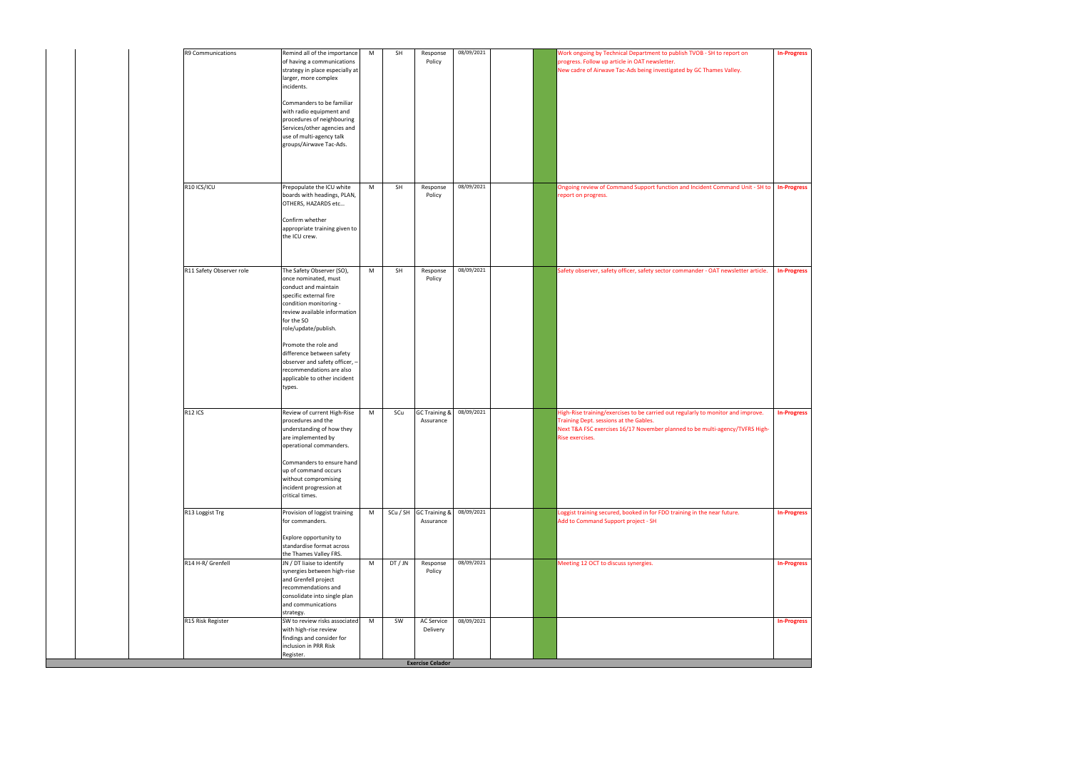| | | | Recommendation | Action | Priority | Owner | Department | Date | | | Update | Status |
|---|---|---|---|---|---|---|---|---|---|---|---|---|
| | | | R9 Communications | Remind all of the importance of having a communications strategy in place especially at larger, more complex incidents.<br><br>Commanders to be familiar with radio equipment and procedures of neighbouring Services/other agencies and use of multi-agency talk groups/Airwave Tac-Ads. | M | SH | Response Policy | 08/09/2021 | | | Work ongoing by Technical Department to publish TVOB - SH to report on progress. Follow up article in OAT newsletter.<br>New cadre of Airwave Tac-Ads being investigated by GC Thames Valley. | **In-Progress** |
| | | | R10 ICS/ICU | Prepopulate the ICU white boards with headings, PLAN, OTHERS, HAZARDS etc...<br><br>Confirm whether appropriate training given to the ICU crew. | M | SH | Response Policy | 08/09/2021 | | | Ongoing review of Command Support function and Incident Command Unit - SH to report on progress. | **In-Progress** |
| | | | R11 Safety Observer role | The Safety Observer (SO), once nominated, must conduct and maintain specific external fire condition monitoring - review available information for the SO role/update/publish.<br><br>Promote the role and difference between safety observer and safety officer, – recommendations are also applicable to other incident types. | M | SH | Response Policy | 08/09/2021 | | | Safety observer, safety officer, safety sector commander - OAT newsletter article. | **In-Progress** |
| | | | R12 ICS | Review of current High-Rise procedures and the understanding of how they are implemented by operational commanders.<br><br>Commanders to ensure hand up of command occurs without compromising incident progression at critical times. | M | SCu | GC Training & Assurance | 08/09/2021 | | | High-Rise training/exercises to be carried out regularly to monitor and improve. Training Dept. sessions at the Gables.<br>Next T&A FSC exercises 16/17 November planned to be multi-agency/TVFRS High-Rise exercises. | **In-Progress** |
| | | | R13 Loggist Trg | Provision of loggist training for commanders.<br><br>Explore opportunity to standardise format across the Thames Valley FRS. | M | SCu / SH | GC Training & Assurance | 08/09/2021 | | | Loggist training secured, booked in for FDO training in the near future.<br>Add to Command Support project - SH | **In-Progress** |
| | | | R14 H-R/ Grenfell | JN / DT liaise to identify synergies between high-rise and Grenfell project recommendations and consolidate into single plan and communications strategy. | M | DT / JN | Response Policy | 08/09/2021 | | | Meeting 12 OCT to discuss synergies. | **In-Progress** |
| | | | R15 Risk Register | SW to review risks associated with high-rise review findings and consider for inclusion in PRR Risk Register. | M | SW | AC Service Delivery | 08/09/2021 | | | | **In-Progress** |
| | | | | | | | **Exercise Celador** | | | | | |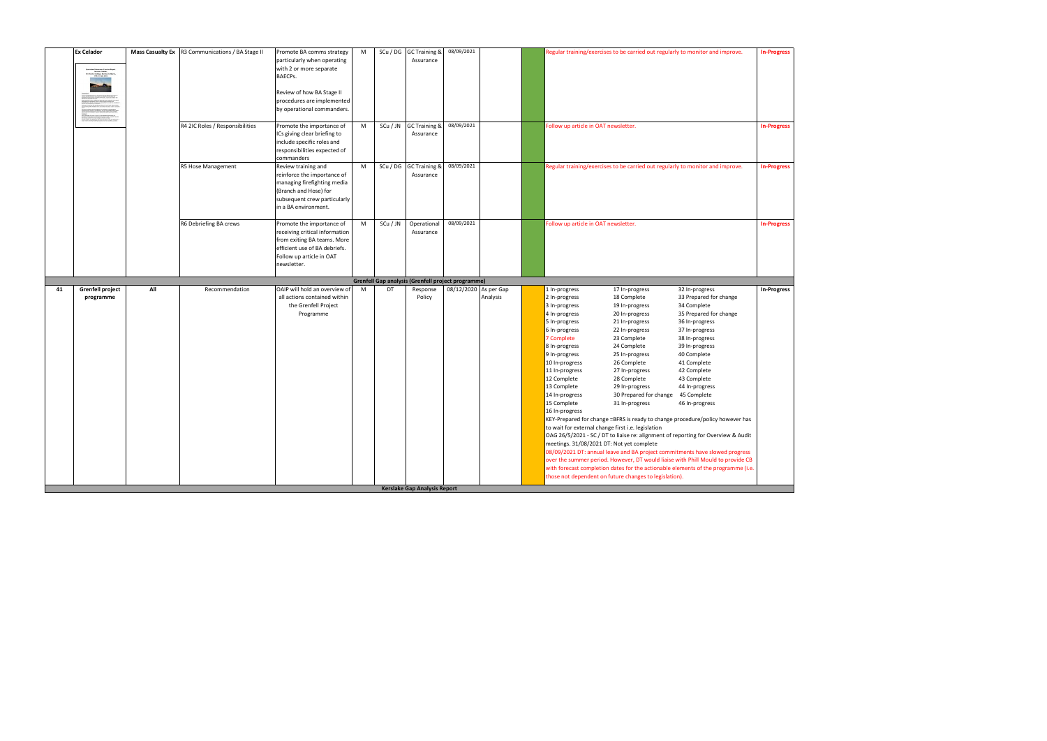| | | | | | | | | | | | | | |
|---|---|---|---|---|---|---|---|---|---|---|---|---|---|
| | **Ex Celador** | **Mass Casualty Ex** | R3 Communications / BA Stage II | Promote BA comms strategy particularly when operating with 2 or more separate BAECPs.<br><br>Review of how BA Stage II procedures are implemented by operational commanders. | M | SCu / DG | GC Training & Assurance | 08/09/2021 | | | Regular training/exercises to be carried out regularly to monitor and improve. | **In-Progress** |
| | | | R4 2IC Roles / Responsibilities | Promote the importance of ICs giving clear briefing to include specific roles and responsibilities expected of commanders | M | SCu / JN | GC Training & Assurance | 08/09/2021 | | | Follow up article in OAT newsletter. | **In-Progress** |
| | | | R5 Hose Management | Review training and reinforce the importance of managing firefighting media (Branch and Hose) for subsequent crew particularly in a BA environment. | M | SCu / DG | GC Training & Assurance | 08/09/2021 | | | Regular training/exercises to be carried out regularly to monitor and improve. | **In-Progress** |
| | | | R6 Debriefing BA crews | Promote the importance of receiving critical information from exiting BA teams. More efficient use of BA debriefs. Follow up article in OAT newsletter. | M | SCu / JN | Operational Assurance | 08/09/2021 | | | Follow up article in OAT newsletter. | **In-Progress** |
| **Grenfell Gap analysis (Grenfell project programme)** | | | | | | | | | | | | |
| 41 | **Grenfell project programme** | **All** | Recommendation | OAIP will hold an overview of all actions contained within the Grenfell Project Programme | M | DT | Response Policy | 08/12/2020 | As per Gap Analysis | | 1 In-progress, 2 In-progress, 3 In-progress, 4 In-progress, 5 In-progress, 6 In-progress, 7 Complete, 8 In-progress, 9 In-progress, 10 In-progress, 11 In-progress, 12 Complete, 13 Complete, 14 In-progress, 15 Complete, 16 In-progress, 17 In-progress, 18 Complete, 19 In-progress, 20 In-progress, 21 In-progress, 22 In-progress, 23 Complete, 24 Complete, 25 In-progress, 26 Complete, 27 In-progress, 28 Complete, 29 In-progress, 30 Prepared for change, 31 In-progress, 32 In-progress, 33 Prepared for change, 34 Complete, 35 Prepared for change, 36 In-progress, 37 In-progress, 38 In-progress, 39 In-progress, 40 Complete, 41 Complete, 42 Complete, 43 Complete, 44 In-progress, 45 Complete, 46 In-progress<br>KEY-Prepared for change =BFRS is ready to change procedure/policy however has to wait for external change first i.e. legislation<br>OAG 26/5/2021 - SC / DT to liaise re: alignment of reporting for Overview & Audit meetings. 31/08/2021 DT: Not yet complete<br>08/09/2021 DT: annual leave and BA project commitments have slowed progress over the summer period. However, DT would liaise with Phill Mould to provide CB with forecast completion dates for the actionable elements of the programme (i.e. those not dependent on future changes to legislation). | **In-Progress** |
| **Kerslake Gap Analysis Report** | | | | | | | | | | | | |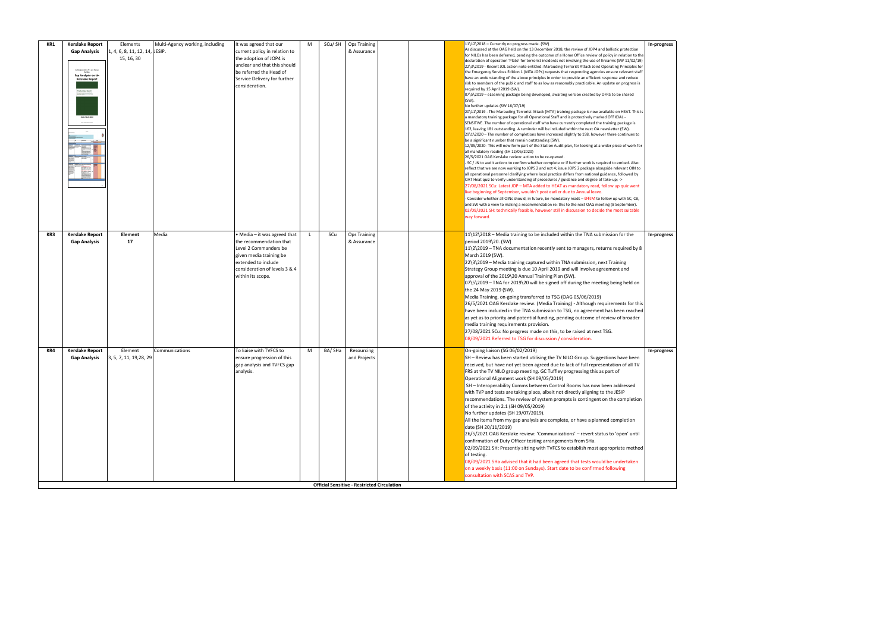| | | | | | | | | | | | | |
|---|---|---|---|---|---|---|---|---|---|---|---|---|
| KR1 | **Kerslake Report Gap Analysis** | Elements 1, 4, 6, 8, 11, 12, 14, 15, 16, 30 | Multi-Agency working, including JESIP. | It was agreed that our current policy in relation to the adoption of JOP4 is unclear and that this should be referred the Head of Service Delivery for further consideration. | M | SCu/ SH | Ops Training & Assurance | | | | 11\12\2018 – Currently no progress made. (SW)<br>As discussed at the OAG held on the 13 December 2018, the review of JOP4 and ballistic protection for NILOs has been deferred, pending the outcome of a Home Office review of policy in relation to the declaration of operation 'Plato' for terrorist incidents not involving the use of firearms (SW 11/02/19)<br>22\3\2019 - Recent JOL action note entitled: Marauding Terrorist Attack Joint Operating Principles for the Emergency Services Edition 1 (MTA JOPs) requests that responding agencies ensure relevant staff have an understanding of the above principles in order to provide an efficient response and reduce risk to members of the public and staff to as low as reasonably practicable. An update on progress is required by 15 April 2019 (SW).<br>07\5\2019 – eLearning package being developed, awaiting version created by OFRS to be shared (SW).<br>No further updates (SW 16/07/19)<br>20\11\2019 - The Marauding Terrorist Attack (MTA) training package is now available on HEAT. This is a mandatory training package for all Operational Staff and is protectively marked OFFICIAL - SENSITIVE. The number of operational staff who have currently completed the training package is 162, leaving 181 outstanding. A reminder will be included within the next OA newsletter (SW).<br>29\1\2020 – The number of completions have increased slightly to 198, however there continues to be a significant number that remain outstanding (SW).<br>12/05/2020- This will now form part of the Station Audit plan, for looking at a wider piece of work for all mandatory reading (SH 12/05/2020)<br>26/5/2021 OAG Kerslake review: action to be re-opened.<br>- SC / JN to audit actions to confirm whether complete or if further work is required to embed. Also: reflect that we are now working to JOPS 2 and not 4; issue JOPS 2 package alongside relevant OIN to all operational personnel clarifying where local practice differs from national guidance, followed by OAT Heat quiz to verify understanding of procedures / guidance and degree of take-up; -><br>27/08/2021 SCu: Latest JOP – MTA added to HEAT as mandatory read, follow up quiz went live beginning of September, wouldn't post earlier due to Annual leave.<br>- Consider whether all OINs should, in future, be mandatory reads – ~~DT~~/M to follow up with SC, CB, and SW with a view to making a recommendation re: this to the next OAG meeting (8 September).<br>02/09/2021 SH: technically feasible, however still in discussion to decide the most suitable way forward. | In-progress |
| KR3 | **Kerslake Report Gap Analysis** | **Element 17** | Media | • Media – it was agreed that the recommendation that Level 2 Commanders be given media training be extended to include consideration of levels 3 & 4 within its scope. | L | SCu | Ops Training & Assurance | | | | 11\12\2018 – Media training to be included within the TNA submission for the period 2019\20. (SW)<br>11\2\2019 – TNA documentation recently sent to managers, returns required by 8 March 2019 (SW).<br>22\3\2019 – Media training captured within TNA submission, next Training Strategy Group meeting is due 10 April 2019 and will involve agreement and approval of the 2019\20 Annual Training Plan (SW).<br>07\5\2019 – TNA for 2019\20 will be signed off during the meeting being held on the 24 May 2019 (SW).<br>Media Training, on-going transferred to TSG (OAG 05/06/2019)<br>26/5/2021 OAG Kerslake review: (Media Training) - Although requirements for this have been included in the TNA submission to TSG, no agreement has been reached as yet as to priority and potential funding, pending outcome of review of broader media training requirements provision.<br>27/08/2021 SCu: No progress made on this, to be raised at next TSG.<br>08/09/2021 Referred to TSG for discussion / consideration. | In-progress |
| KR4 | **Kerslake Report Gap Analysis** | Element 3, 5, 7, 11, 19,28, 29 | Communications | To liaise with TVFCS to ensure progression of this gap analysis and TVFCS gap analysis. | M | BA/ SHa | Resourcing and Projects | | | | On-going liaison (SG 06/02/2019)<br>SH – Review has been started utilising the TV NILO Group. Suggestions have been received, but have not yet been agreed due to lack of full representation of all TV FRS at the TV NILO group meeting. GC Tuffley progressing this as part of Operational Alignment work (SH 09/05/2019)<br>SH – Interoperability Comms between Control Rooms has now been addressed with TVP and tests are taking place, albeit not directly aligning to the JESIP recommendations. The review of system prompts is contingent on the completion of the activity in 2.1 (SH 09/05/2019)<br>No further updates (SH 19/07/2019).<br>All the items from my gap analysis are complete, or have a planned completion date (SH 20/11/2019)<br>26/5/2021 OAG Kerslake review: 'Communications' – revert status to 'open' until confirmation of Duty Officer testing arrangements from SHa.<br>02/09/2021 SH: Presently sitting with TVFCS to establish most appropriate method of testing.<br>08/09/2021 SHa advised that it had been agreed that tests would be undertaken on a weekly basis (11:00 on Sundays). Start date to be confirmed following consultation with SCAS and TVP. | In-progress |

**Official Sensitive - Restricted Circulation**